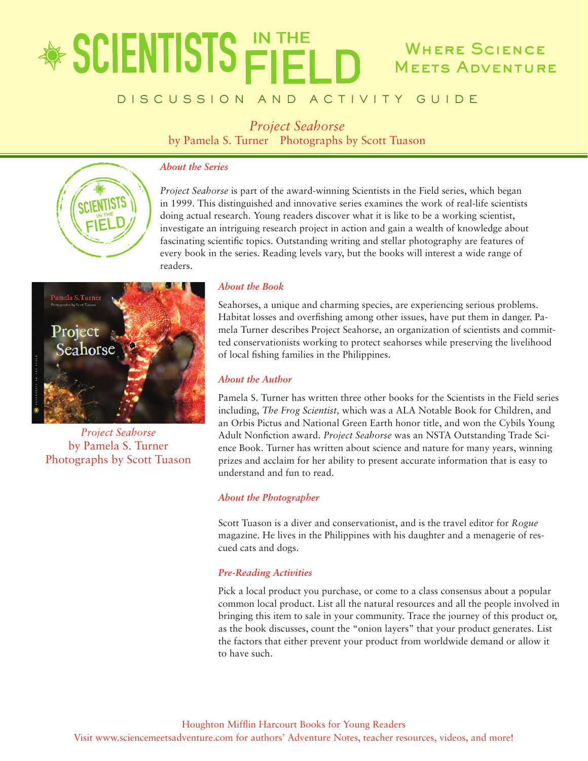# SCIENTISTS IN THE FIELD

Where Science Meets Adventure

DISCUSSION AND ACTIVITY GUIDE

## *Project Seahorse*

by Pamela S. Turner    Photographs by Scott Tuason

### *About the Series*

*Project Seahorse* is part of the award-winning Scientists in the Field series, which began in 1999. This distinguished and innovative series examines the work of real-life scientists doing actual research. Young readers discover what it is like to be a working scientist, investigate an intriguing research project in action and gain a wealth of knowledge about fascinating scientific topics. Outstanding writing and stellar photography are features of every book in the series. Reading levels vary, but the books will interest a wide range of readers.

*Project Seahorse*
by Pamela S. Turner
Photographs by Scott Tuason

### *About the Book*

Seahorses, a unique and charming species, are experiencing serious problems. Habitat losses and overfishing among other issues, have put them in danger. Pamela Turner describes Project Seahorse, an organization of scientists and committed conservationists working to protect seahorses while preserving the livelihood of local fishing families in the Philippines.

### *About the Author*

Pamela S. Turner has written three other books for the Scientists in the Field series including, *The Frog Scientist,* which was a ALA Notable Book for Children, and an Orbis Pictus and National Green Earth honor title, and won the Cybils Young Adult Nonfiction award. *Project Seahorse* was an NSTA Outstanding Trade Science Book. Turner has written about science and nature for many years, winning prizes and acclaim for her ability to present accurate information that is easy to understand and fun to read.

### *About the Photographer*

Scott Tuason is a diver and conservationist, and is the travel editor for *Rogue* magazine. He lives in the Philippines with his daughter and a menagerie of rescued cats and dogs.

### *Pre-Reading Activities*

Pick a local product you purchase, or come to a class consensus about a popular common local product. List all the natural resources and all the people involved in bringing this item to sale in your community. Trace the journey of this product or, as the book discusses, count the "onion layers" that your product generates. List the factors that either prevent your product from worldwide demand or allow it to have such.

Houghton Mifflin Harcourt Books for Young Readers
Visit www.sciencemeetsadventure.com for authors' Adventure Notes, teacher resources, videos, and more!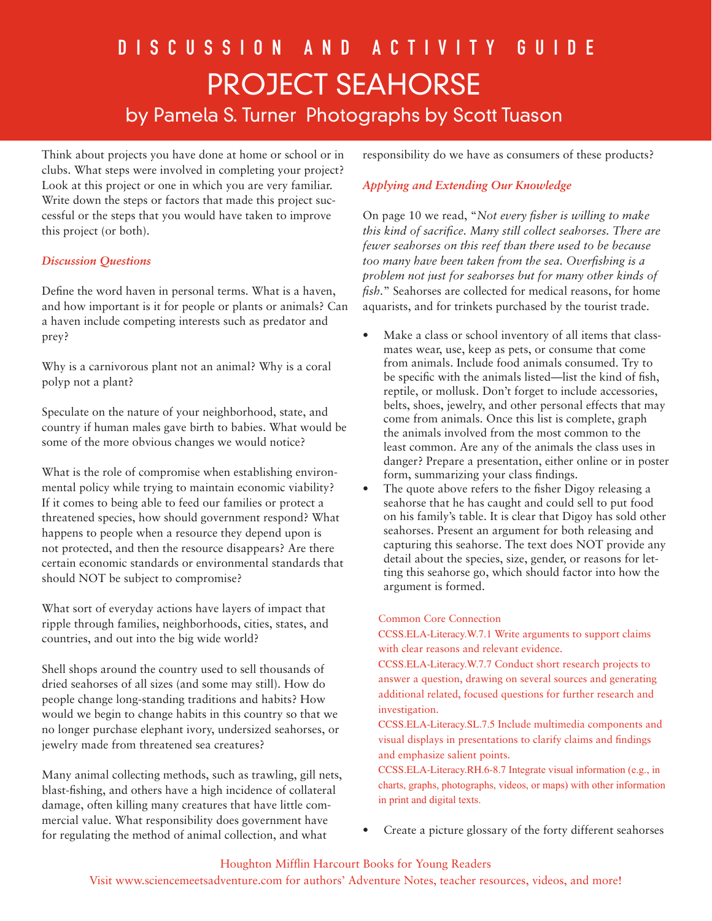# DISCUSSION AND ACTIVITY GUIDE

# PROJECT SEAHORSE

## by Pamela S. Turner Photographs by Scott Tuason

Think about projects you have done at home or school or in clubs. What steps were involved in completing your project? Look at this project or one in which you are very familiar. Write down the steps or factors that made this project successful or the steps that you would have taken to improve this project (or both).

### *Discussion Questions*

Define the word haven in personal terms. What is a haven, and how important is it for people or plants or animals? Can a haven include competing interests such as predator and prey?

Why is a carnivorous plant not an animal? Why is a coral polyp not a plant?

Speculate on the nature of your neighborhood, state, and country if human males gave birth to babies. What would be some of the more obvious changes we would notice?

What is the role of compromise when establishing environmental policy while trying to maintain economic viability? If it comes to being able to feed our families or protect a threatened species, how should government respond? What happens to people when a resource they depend upon is not protected, and then the resource disappears? Are there certain economic standards or environmental standards that should NOT be subject to compromise?

What sort of everyday actions have layers of impact that ripple through families, neighborhoods, cities, states, and countries, and out into the big wide world?

Shell shops around the country used to sell thousands of dried seahorses of all sizes (and some may still). How do people change long-standing traditions and habits? How would we begin to change habits in this country so that we no longer purchase elephant ivory, undersized seahorses, or jewelry made from threatened sea creatures?

Many animal collecting methods, such as trawling, gill nets, blast-fishing, and others have a high incidence of collateral damage, often killing many creatures that have little commercial value. What responsibility does government have for regulating the method of animal collection, and what responsibility do we have as consumers of these products?

### *Applying and Extending Our Knowledge*

On page 10 we read, "*Not every fisher is willing to make this kind of sacrifice. Many still collect seahorses. There are fewer seahorses on this reef than there used to be because too many have been taken from the sea. Overfishing is a problem not just for seahorses but for many other kinds of fish.*" Seahorses are collected for medical reasons, for home aquarists, and for trinkets purchased by the tourist trade.

- Make a class or school inventory of all items that classmates wear, use, keep as pets, or consume that come from animals. Include food animals consumed. Try to be specific with the animals listed—list the kind of fish, reptile, or mollusk. Don't forget to include accessories, belts, shoes, jewelry, and other personal effects that may come from animals. Once this list is complete, graph the animals involved from the most common to the least common. Are any of the animals the class uses in danger? Prepare a presentation, either online or in poster form, summarizing your class findings.
- The quote above refers to the fisher Digoy releasing a seahorse that he has caught and could sell to put food on his family's table. It is clear that Digoy has sold other seahorses. Present an argument for both releasing and capturing this seahorse. The text does NOT provide any detail about the species, size, gender, or reasons for letting this seahorse go, which should factor into how the argument is formed.

Common Core Connection
CCSS.ELA-Literacy.W.7.1 Write arguments to support claims with clear reasons and relevant evidence.
CCSS.ELA-Literacy.W.7.7 Conduct short research projects to answer a question, drawing on several sources and generating additional related, focused questions for further research and investigation.
CCSS.ELA-Literacy.SL.7.5 Include multimedia components and visual displays in presentations to clarify claims and findings and emphasize salient points.
CCSS.ELA-Literacy.RH.6-8.7 Integrate visual information (e.g., in charts, graphs, photographs, videos, or maps) with other information in print and digital texts.

- Create a picture glossary of the forty different seahorses

Houghton Mifflin Harcourt Books for Young Readers
Visit www.sciencemeetsadventure.com for authors' Adventure Notes, teacher resources, videos, and more!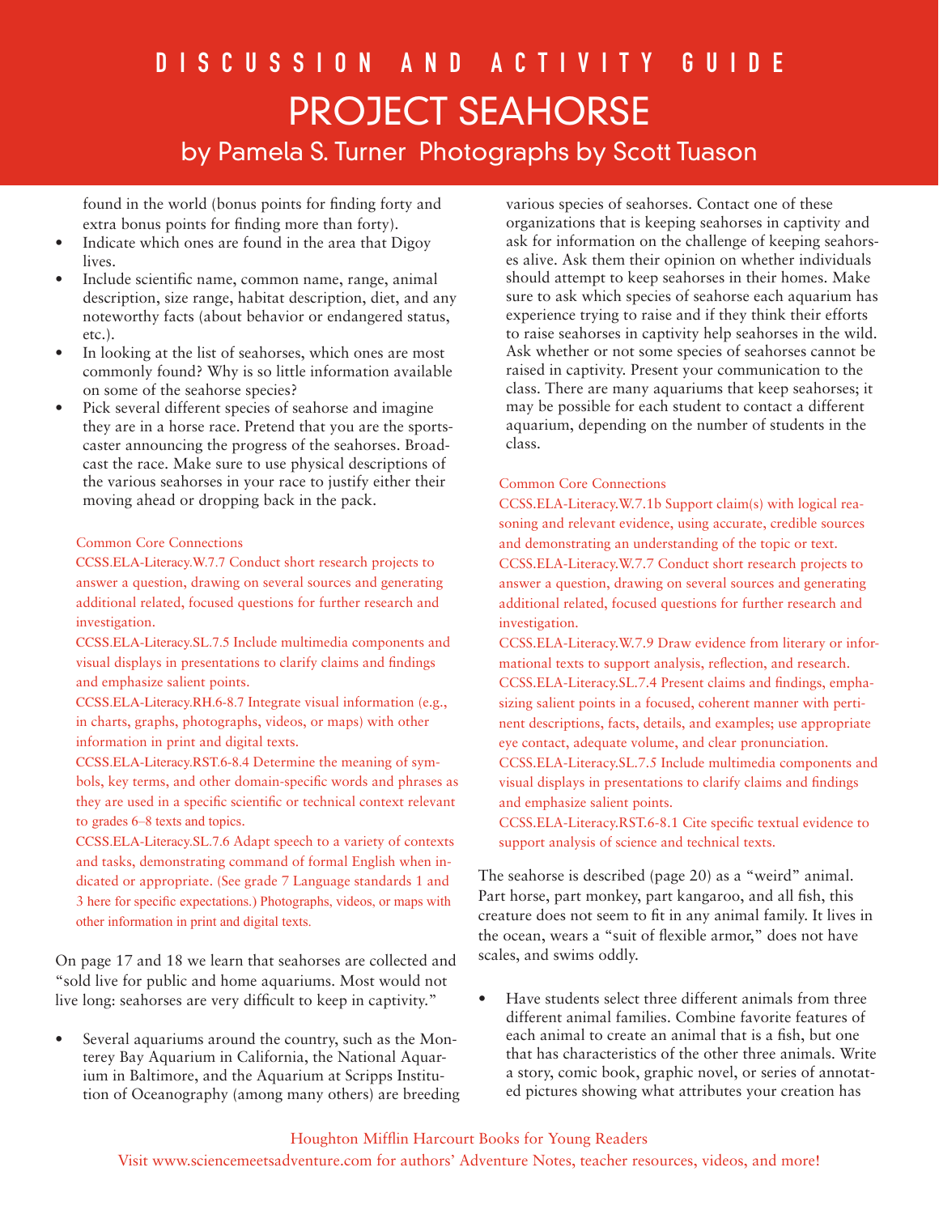found in the world (bonus points for finding forty and extra bonus points for finding more than forty).

- Indicate which ones are found in the area that Digoy lives.
- Include scientific name, common name, range, animal description, size range, habitat description, diet, and any noteworthy facts (about behavior or endangered status, etc.).
- In looking at the list of seahorses, which ones are most commonly found? Why is so little information available on some of the seahorse species?
- Pick several different species of seahorse and imagine they are in a horse race. Pretend that you are the sportscaster announcing the progress of the seahorses. Broadcast the race. Make sure to use physical descriptions of the various seahorses in your race to justify either their moving ahead or dropping back in the pack.

Common Core Connections

CCSS.ELA-Literacy.W.7.7 Conduct short research projects to answer a question, drawing on several sources and generating additional related, focused questions for further research and investigation.

CCSS.ELA-Literacy.SL.7.5 Include multimedia components and visual displays in presentations to clarify claims and findings and emphasize salient points.

CCSS.ELA-Literacy.RH.6-8.7 Integrate visual information (e.g., in charts, graphs, photographs, videos, or maps) with other information in print and digital texts.

CCSS.ELA-Literacy.RST.6-8.4 Determine the meaning of symbols, key terms, and other domain-specific words and phrases as they are used in a specific scientific or technical context relevant to grades 6–8 texts and topics.

CCSS.ELA-Literacy.SL.7.6 Adapt speech to a variety of contexts and tasks, demonstrating command of formal English when indicated or appropriate. (See grade 7 Language standards 1 and 3 here for specific expectations.) Photographs, videos, or maps with other information in print and digital texts.

On page 17 and 18 we learn that seahorses are collected and "sold live for public and home aquariums. Most would not live long: seahorses are very difficult to keep in captivity."

- Several aquariums around the country, such as the Monterey Bay Aquarium in California, the National Aquarium in Baltimore, and the Aquarium at Scripps Institution of Oceanography (among many others) are breeding various species of seahorses. Contact one of these organizations that is keeping seahorses in captivity and ask for information on the challenge of keeping seahorses alive. Ask them their opinion on whether individuals should attempt to keep seahorses in their homes. Make sure to ask which species of seahorse each aquarium has experience trying to raise and if they think their efforts to raise seahorses in captivity help seahorses in the wild. Ask whether or not some species of seahorses cannot be raised in captivity. Present your communication to the class. There are many aquariums that keep seahorses; it may be possible for each student to contact a different aquarium, depending on the number of students in the class.

Common Core Connections

CCSS.ELA-Literacy.W.7.1b Support claim(s) with logical reasoning and relevant evidence, using accurate, credible sources and demonstrating an understanding of the topic or text.

CCSS.ELA-Literacy.W.7.7 Conduct short research projects to answer a question, drawing on several sources and generating additional related, focused questions for further research and investigation.

CCSS.ELA-Literacy.W.7.9 Draw evidence from literary or informational texts to support analysis, reflection, and research.

CCSS.ELA-Literacy.SL.7.4 Present claims and findings, emphasizing salient points in a focused, coherent manner with pertinent descriptions, facts, details, and examples; use appropriate eye contact, adequate volume, and clear pronunciation.

CCSS.ELA-Literacy.SL.7.5 Include multimedia components and visual displays in presentations to clarify claims and findings and emphasize salient points.

CCSS.ELA-Literacy.RST.6-8.1 Cite specific textual evidence to support analysis of science and technical texts.

The seahorse is described (page 20) as a "weird" animal. Part horse, part monkey, part kangaroo, and all fish, this creature does not seem to fit in any animal family. It lives in the ocean, wears a "suit of flexible armor," does not have scales, and swims oddly.

- Have students select three different animals from three different animal families. Combine favorite features of each animal to create an animal that is a fish, but one that has characteristics of the other three animals. Write a story, comic book, graphic novel, or series of annotated pictures showing what attributes your creation has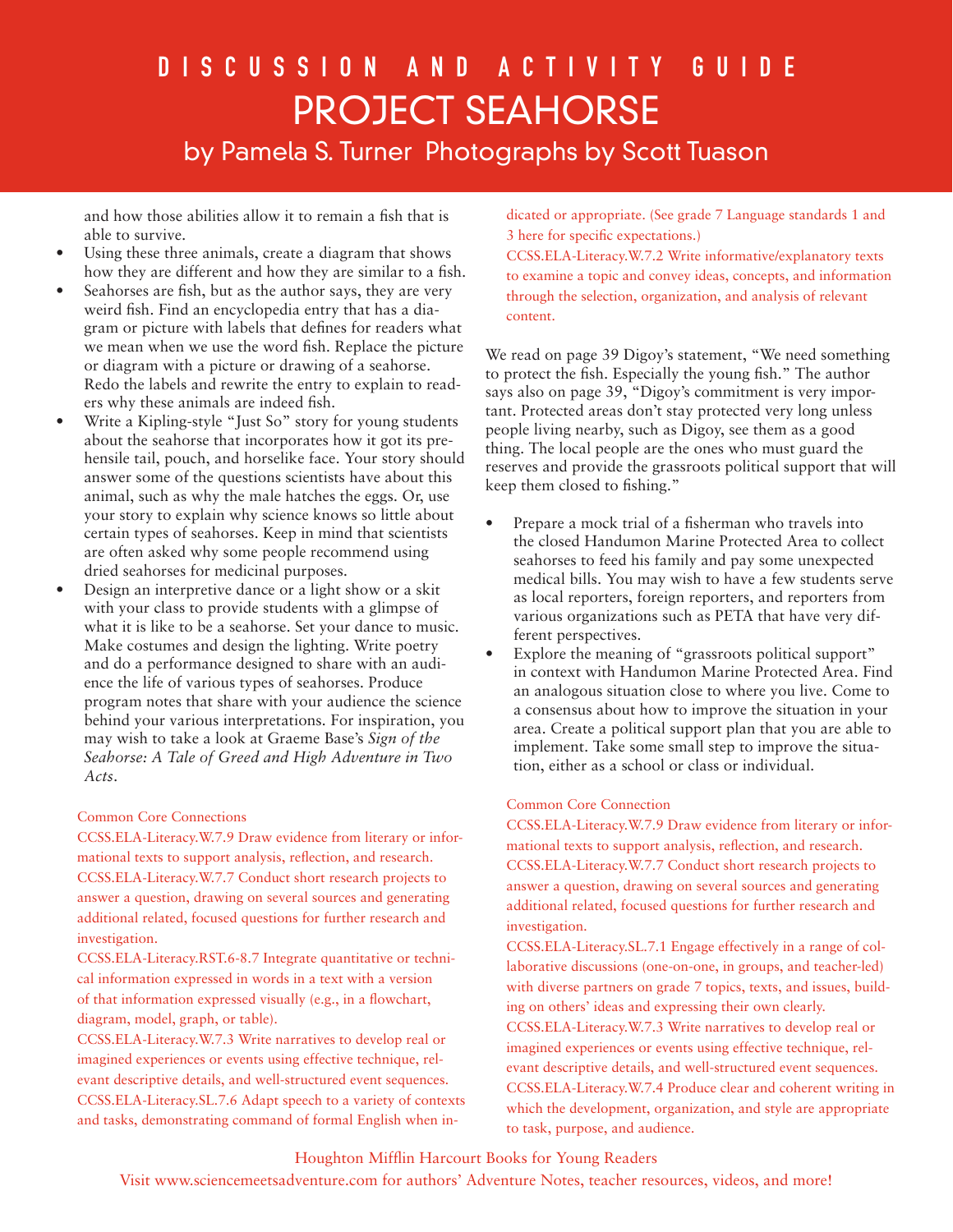and how those abilities allow it to remain a fish that is able to survive.

- Using these three animals, create a diagram that shows how they are different and how they are similar to a fish.
- Seahorses are fish, but as the author says, they are very weird fish. Find an encyclopedia entry that has a diagram or picture with labels that defines for readers what we mean when we use the word fish. Replace the picture or diagram with a picture or drawing of a seahorse. Redo the labels and rewrite the entry to explain to readers why these animals are indeed fish.
- Write a Kipling-style "Just So" story for young students about the seahorse that incorporates how it got its prehensile tail, pouch, and horselike face. Your story should answer some of the questions scientists have about this animal, such as why the male hatches the eggs. Or, use your story to explain why science knows so little about certain types of seahorses. Keep in mind that scientists are often asked why some people recommend using dried seahorses for medicinal purposes.
- Design an interpretive dance or a light show or a skit with your class to provide students with a glimpse of what it is like to be a seahorse. Set your dance to music. Make costumes and design the lighting. Write poetry and do a performance designed to share with an audience the life of various types of seahorses. Produce program notes that share with your audience the science behind your various interpretations. For inspiration, you may wish to take a look at Graeme Base's *Sign of the Seahorse: A Tale of Greed and High Adventure in Two Acts*.

Common Core Connections

CCSS.ELA-Literacy.W.7.9 Draw evidence from literary or informational texts to support analysis, reflection, and research.

CCSS.ELA-Literacy.W.7.7 Conduct short research projects to answer a question, drawing on several sources and generating additional related, focused questions for further research and investigation.

CCSS.ELA-Literacy.RST.6-8.7 Integrate quantitative or technical information expressed in words in a text with a version of that information expressed visually (e.g., in a flowchart, diagram, model, graph, or table).

CCSS.ELA-Literacy.W.7.3 Write narratives to develop real or imagined experiences or events using effective technique, relevant descriptive details, and well-structured event sequences.

CCSS.ELA-Literacy.SL.7.6 Adapt speech to a variety of contexts and tasks, demonstrating command of formal English when indicated or appropriate. (See grade 7 Language standards 1 and 3 here for specific expectations.)

CCSS.ELA-Literacy.W.7.2 Write informative/explanatory texts to examine a topic and convey ideas, concepts, and information through the selection, organization, and analysis of relevant content.

We read on page 39 Digoy's statement, "We need something to protect the fish. Especially the young fish." The author says also on page 39, "Digoy's commitment is very important. Protected areas don't stay protected very long unless people living nearby, such as Digoy, see them as a good thing. The local people are the ones who must guard the reserves and provide the grassroots political support that will keep them closed to fishing."

- Prepare a mock trial of a fisherman who travels into the closed Handumon Marine Protected Area to collect seahorses to feed his family and pay some unexpected medical bills. You may wish to have a few students serve as local reporters, foreign reporters, and reporters from various organizations such as PETA that have very different perspectives.
- Explore the meaning of "grassroots political support" in context with Handumon Marine Protected Area. Find an analogous situation close to where you live. Come to a consensus about how to improve the situation in your area. Create a political support plan that you are able to implement. Take some small step to improve the situation, either as a school or class or individual.

Common Core Connection

CCSS.ELA-Literacy.W.7.9 Draw evidence from literary or informational texts to support analysis, reflection, and research.

CCSS.ELA-Literacy.W.7.7 Conduct short research projects to answer a question, drawing on several sources and generating additional related, focused questions for further research and investigation.

CCSS.ELA-Literacy.SL.7.1 Engage effectively in a range of collaborative discussions (one-on-one, in groups, and teacher-led) with diverse partners on grade 7 topics, texts, and issues, building on others' ideas and expressing their own clearly.

CCSS.ELA-Literacy.W.7.3 Write narratives to develop real or imagined experiences or events using effective technique, relevant descriptive details, and well-structured event sequences.

CCSS.ELA-Literacy.W.7.4 Produce clear and coherent writing in which the development, organization, and style are appropriate to task, purpose, and audience.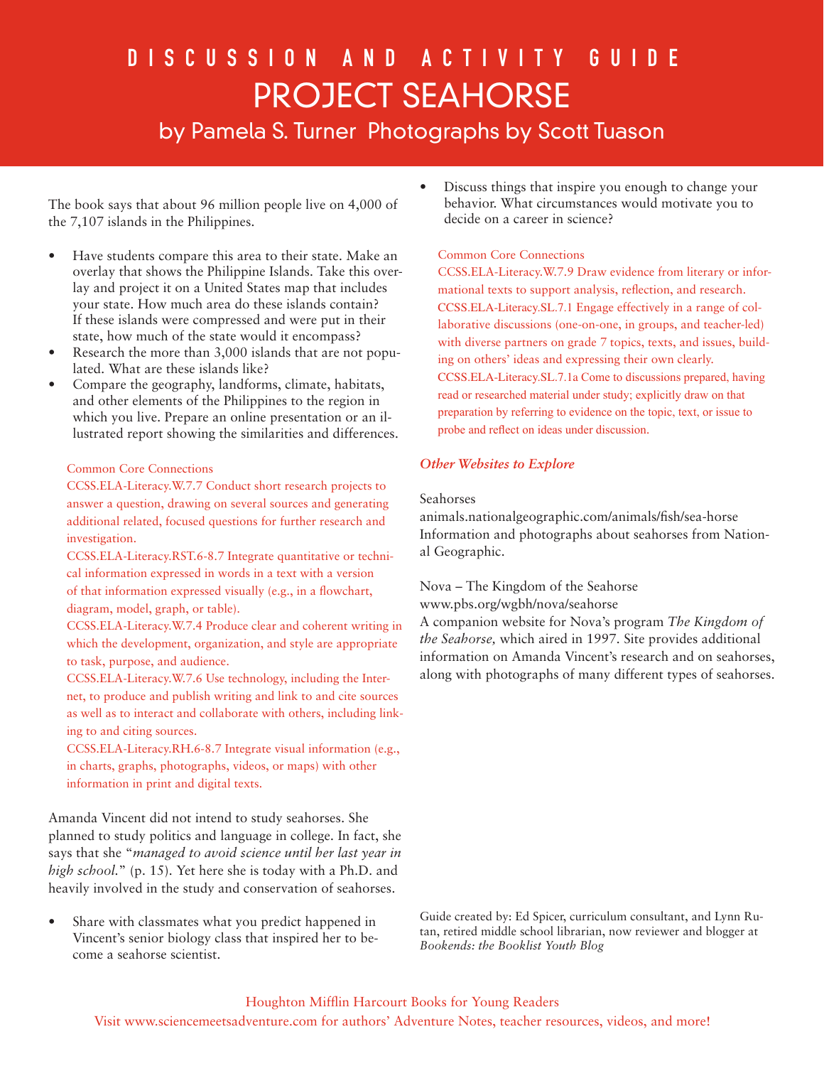# DISCUSSION AND ACTIVITY GUIDE

# PROJECT SEAHORSE

## by Pamela S. Turner Photographs by Scott Tuason

The book says that about 96 million people live on 4,000 of the 7,107 islands in the Philippines.

- Have students compare this area to their state. Make an overlay that shows the Philippine Islands. Take this overlay and project it on a United States map that includes your state. How much area do these islands contain? If these islands were compressed and were put in their state, how much of the state would it encompass?
- Research the more than 3,000 islands that are not populated. What are these islands like?
- Compare the geography, landforms, climate, habitats, and other elements of the Philippines to the region in which you live. Prepare an online presentation or an illustrated report showing the similarities and differences.

Common Core Connections
CCSS.ELA-Literacy.W.7.7 Conduct short research projects to answer a question, drawing on several sources and generating additional related, focused questions for further research and investigation.
CCSS.ELA-Literacy.RST.6-8.7 Integrate quantitative or technical information expressed in words in a text with a version of that information expressed visually (e.g., in a flowchart, diagram, model, graph, or table).
CCSS.ELA-Literacy.W.7.4 Produce clear and coherent writing in which the development, organization, and style are appropriate to task, purpose, and audience.
CCSS.ELA-Literacy.W.7.6 Use technology, including the Internet, to produce and publish writing and link to and cite sources as well as to interact and collaborate with others, including linking to and citing sources.
CCSS.ELA-Literacy.RH.6-8.7 Integrate visual information (e.g., in charts, graphs, photographs, videos, or maps) with other information in print and digital texts.

Amanda Vincent did not intend to study seahorses. She planned to study politics and language in college. In fact, she says that she "*managed to avoid science until her last year in high school.*" (p. 15). Yet here she is today with a Ph.D. and heavily involved in the study and conservation of seahorses.

- Share with classmates what you predict happened in Vincent's senior biology class that inspired her to become a seahorse scientist.
- Discuss things that inspire you enough to change your behavior. What circumstances would motivate you to decide on a career in science?

Common Core Connections
CCSS.ELA-Literacy.W.7.9 Draw evidence from literary or informational texts to support analysis, reflection, and research.
CCSS.ELA-Literacy.SL.7.1 Engage effectively in a range of collaborative discussions (one-on-one, in groups, and teacher-led) with diverse partners on grade 7 topics, texts, and issues, building on others' ideas and expressing their own clearly.
CCSS.ELA-Literacy.SL.7.1a Come to discussions prepared, having read or researched material under study; explicitly draw on that preparation by referring to evidence on the topic, text, or issue to probe and reflect on ideas under discussion.

### *Other Websites to Explore*

Seahorses
animals.nationalgeographic.com/animals/fish/sea-horse
Information and photographs about seahorses from National Geographic.

Nova – The Kingdom of the Seahorse
www.pbs.org/wgbh/nova/seahorse
A companion website for Nova's program *The Kingdom of the Seahorse,* which aired in 1997. Site provides additional information on Amanda Vincent's research and on seahorses, along with photographs of many different types of seahorses.

Guide created by: Ed Spicer, curriculum consultant, and Lynn Rutan, retired middle school librarian, now reviewer and blogger at *Bookends: the Booklist Youth Blog*

Houghton Mifflin Harcourt Books for Young Readers
Visit www.sciencemeetsadventure.com for authors' Adventure Notes, teacher resources, videos, and more!